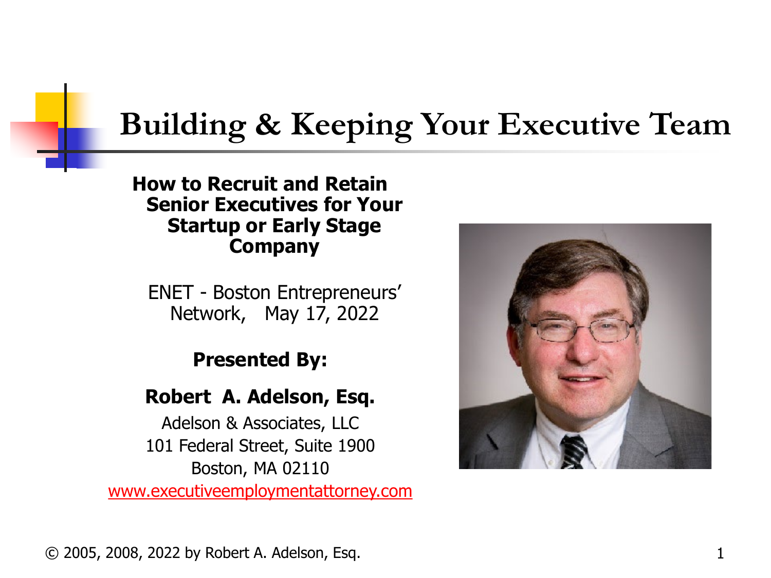# Building & Keeping Your Executive Team

**How to Recruit and Retain Senior Executives for Your Startup or Early Stage Company**

ENET - Boston Entrepreneurs' Network, May 17, 2022

**Presented By:**

**Robert A. Adelson, Esq.**

Adelson & Associates, LLC
101 Federal Street, Suite 1900
Boston, MA 02110
www.executiveemploymentattorney.com

© 2005, 2008, 2022 by Robert A. Adelson, Esq.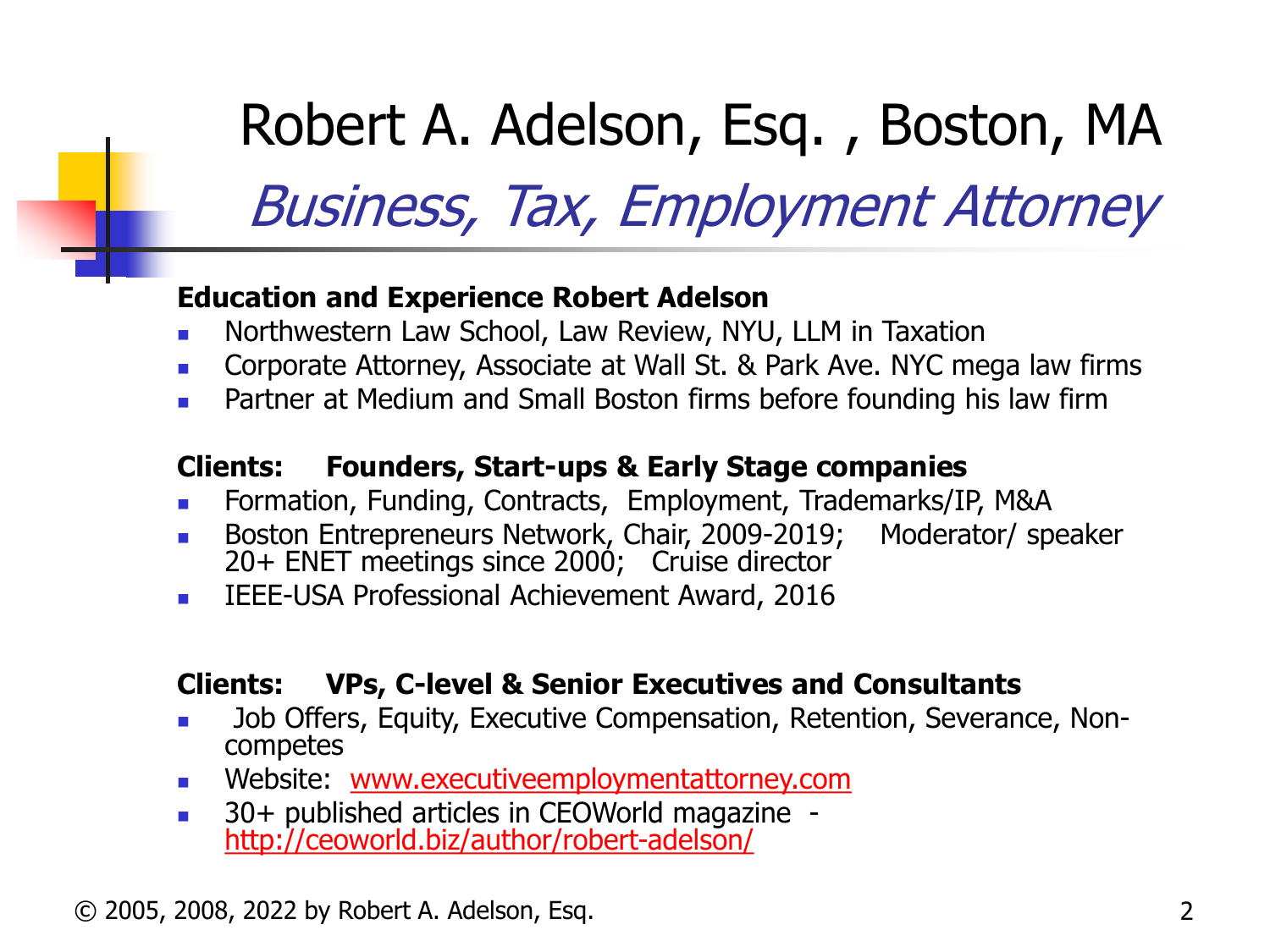# Robert A. Adelson, Esq. , Boston, MA

## *Business, Tax, Employment Attorney*

**Education and Experience Robert Adelson**

- Northwestern Law School, Law Review, NYU, LLM in Taxation
- Corporate Attorney, Associate at Wall St. & Park Ave. NYC mega law firms
- Partner at Medium and Small Boston firms before founding his law firm

**Clients: Founders, Start-ups & Early Stage companies**

- Formation, Funding, Contracts, Employment, Trademarks/IP, M&A
- Boston Entrepreneurs Network, Chair, 2009-2019; Moderator/ speaker 20+ ENET meetings since 2000; Cruise director
- IEEE-USA Professional Achievement Award, 2016

**Clients: VPs, C-level & Senior Executives and Consultants**

- Job Offers, Equity, Executive Compensation, Retention, Severance, Non-competes
- Website: www.executiveemploymentattorney.com
- 30+ published articles in CEOWorld magazine - http://ceoworld.biz/author/robert-adelson/

© 2005, 2008, 2022 by Robert A. Adelson, Esq.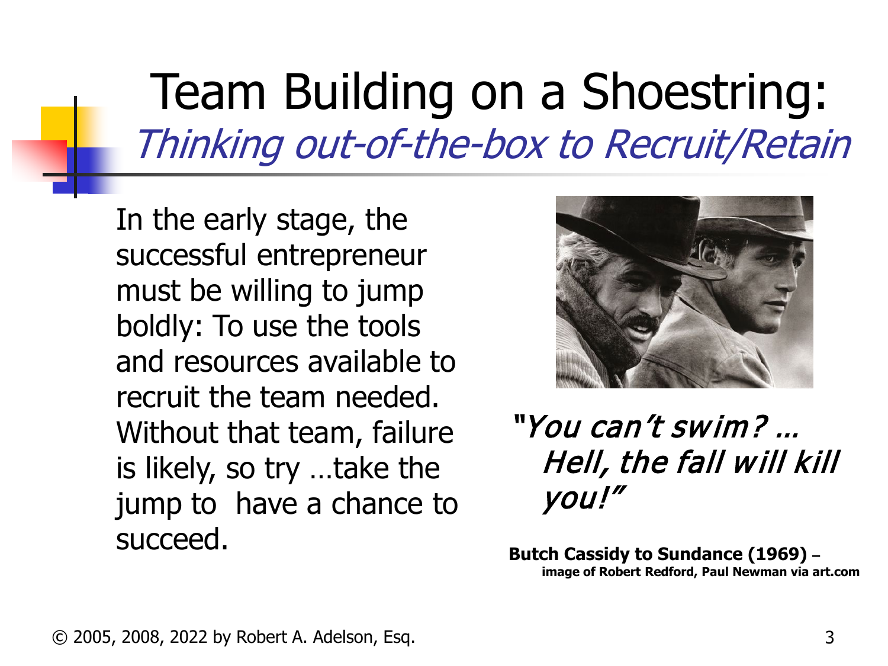# Team Building on a Shoestring: *Thinking out-of-the-box to Recruit/Retain*

In the early stage, the successful entrepreneur must be willing to jump boldly: To use the tools and resources available to recruit the team needed. Without that team, failure is likely, so try …take the jump to have a chance to succeed.

*"You can't swim? … Hell, the fall will kill you!"*

**Butch Cassidy to Sundance (1969)** – **image of Robert Redford, Paul Newman via art.com**

© 2005, 2008, 2022 by Robert A. Adelson, Esq.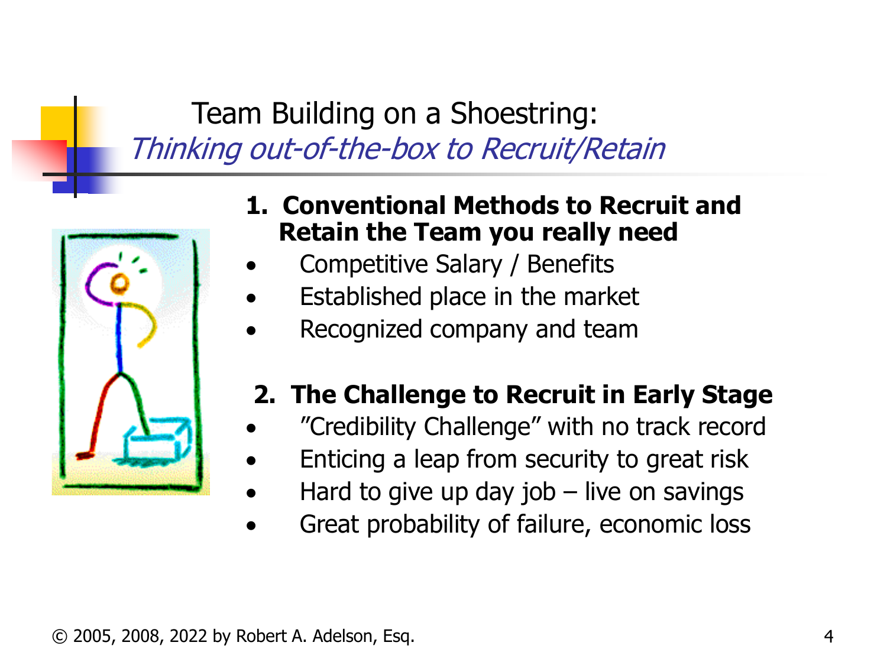# Team Building on a Shoestring:
## *Thinking out-of-the-box to Recruit/Retain*

**1. Conventional Methods to Recruit and Retain the Team you really need**

- Competitive Salary / Benefits
- Established place in the market
- Recognized company and team

**2. The Challenge to Recruit in Early Stage**

- "Credibility Challenge" with no track record
- Enticing a leap from security to great risk
- Hard to give up day job – live on savings
- Great probability of failure, economic loss

© 2005, 2008, 2022 by Robert A. Adelson, Esq.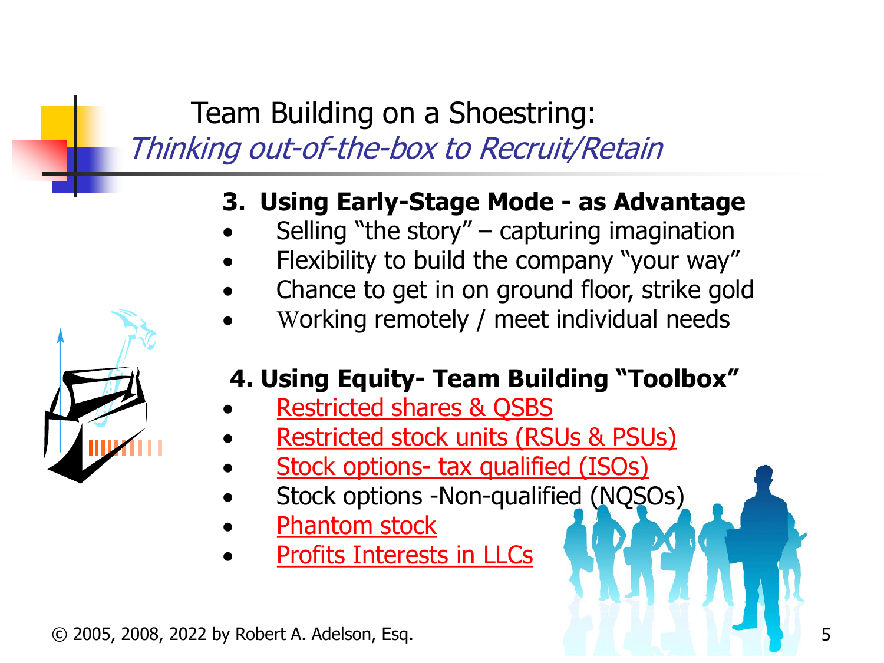# Team Building on a Shoestring:

## *Thinking out-of-the-box to Recruit/Retain*

**3. Using Early-Stage Mode - as Advantage**

- Selling "the story" – capturing imagination
- Flexibility to build the company "your way"
- Chance to get in on ground floor, strike gold
- Working remotely / meet individual needs

**4. Using Equity- Team Building "Toolbox"**

- Restricted shares & QSBS
- Restricted stock units (RSUs & PSUs)
- Stock options- tax qualified (ISOs)
- Stock options -Non-qualified (NQSOs)
- Phantom stock
- Profits Interests in LLCs

© 2005, 2008, 2022 by Robert A. Adelson, Esq.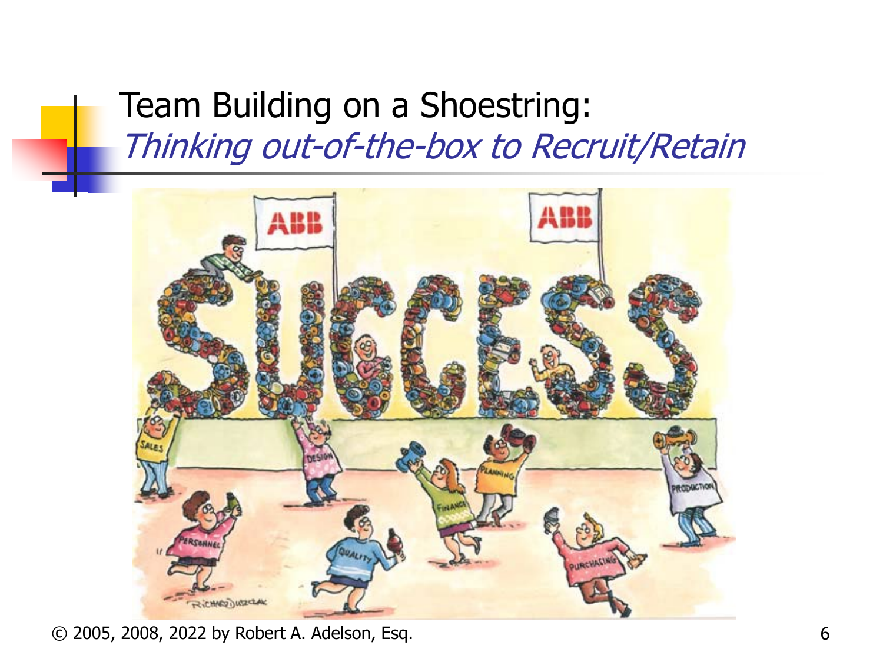# Team Building on a Shoestring:
## *Thinking out-of-the-box to Recruit/Retain*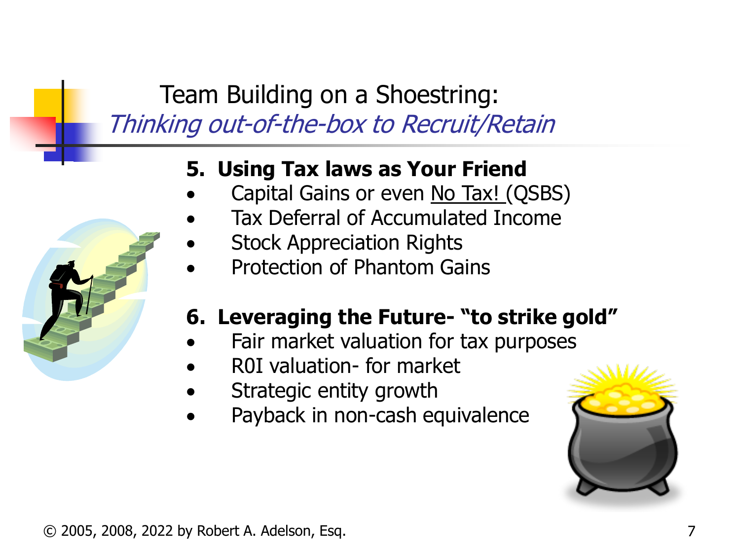# Team Building on a Shoestring:

## *Thinking out-of-the-box to Recruit/Retain*

**5. Using Tax laws as Your Friend**

- Capital Gains or even No Tax! (QSBS)
- Tax Deferral of Accumulated Income
- Stock Appreciation Rights
- Protection of Phantom Gains

**6. Leveraging the Future- "to strike gold"**

- Fair market valuation for tax purposes
- R0I valuation- for market
- Strategic entity growth
- Payback in non-cash equivalence

© 2005, 2008, 2022 by Robert A. Adelson, Esq.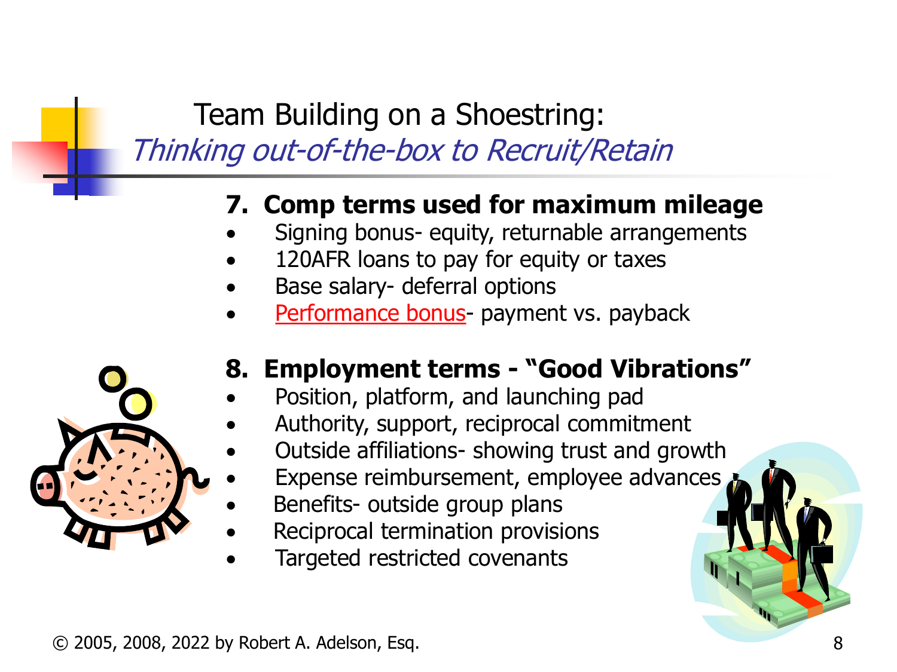# Team Building on a Shoestring:
## *Thinking out-of-the-box to Recruit/Retain*

**7. Comp terms used for maximum mileage**

- Signing bonus- equity, returnable arrangements
- 120AFR loans to pay for equity or taxes
- Base salary- deferral options
- Performance bonus- payment vs. payback

**8. Employment terms - "Good Vibrations"**

- Position, platform, and launching pad
- Authority, support, reciprocal commitment
- Outside affiliations- showing trust and growth
- Expense reimbursement, employee advances
- Benefits- outside group plans
- Reciprocal termination provisions
- Targeted restricted covenants

© 2005, 2008, 2022 by Robert A. Adelson, Esq.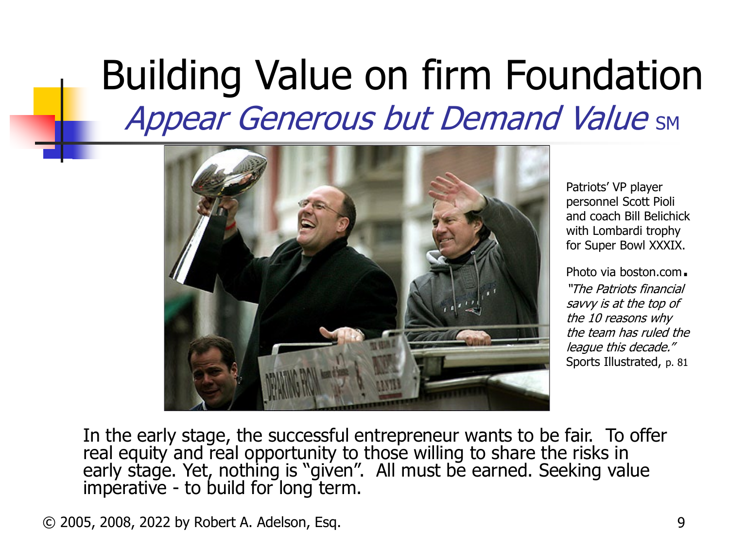# Building Value on firm Foundation

## *Appear Generous but Demand Value* SM

Patriots' VP player personnel Scott Pioli and coach Bill Belichick with Lombardi trophy for Super Bowl XXXIX.

Photo via boston.com.

*"The Patriots financial savvy is at the top of the 10 reasons why the team has ruled the league this decade."* Sports Illustrated, p. 81

In the early stage, the successful entrepreneur wants to be fair. To offer real equity and real opportunity to those willing to share the risks in early stage. Yet, nothing is "given". All must be earned. Seeking value imperative - to build for long term.

© 2005, 2008, 2022 by Robert A. Adelson, Esq.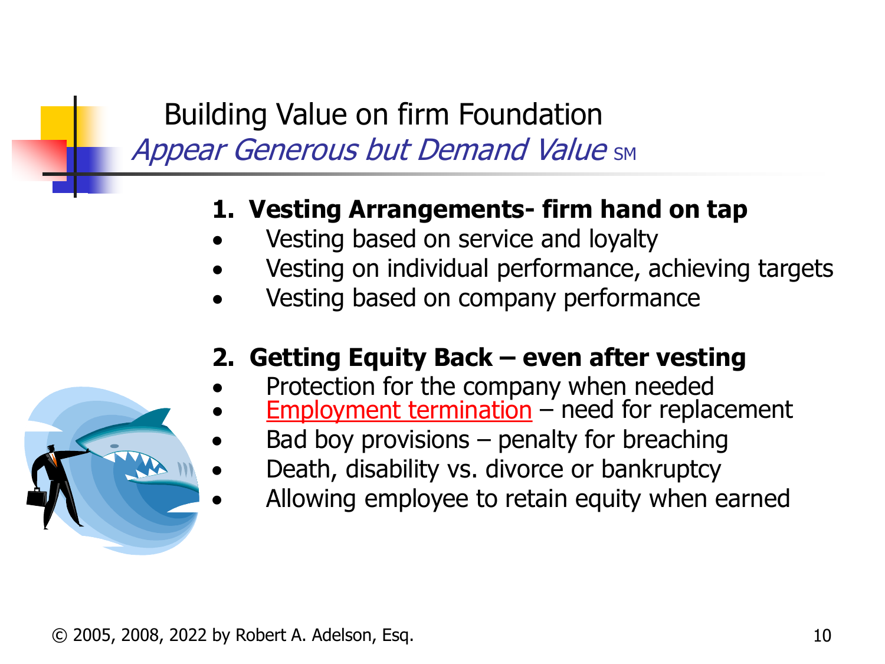# Building Value on firm Foundation

## *Appear Generous but Demand Value* SM

**1. Vesting Arrangements- firm hand on tap**

- Vesting based on service and loyalty
- Vesting on individual performance, achieving targets
- Vesting based on company performance

**2. Getting Equity Back – even after vesting**

- Protection for the company when needed
- Employment termination – need for replacement
- Bad boy provisions – penalty for breaching
- Death, disability vs. divorce or bankruptcy
- Allowing employee to retain equity when earned

© 2005, 2008, 2022 by Robert A. Adelson, Esq.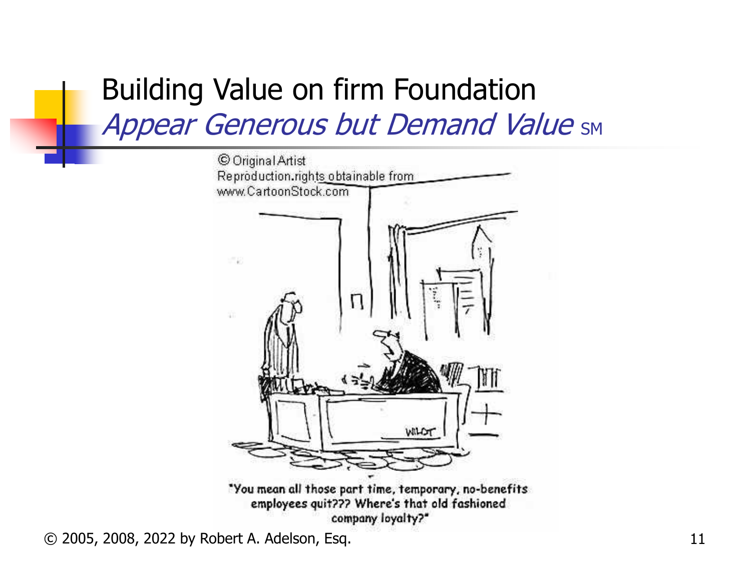# Building Value on firm Foundation

## *Appear Generous but Demand Value* SM

© Original Artist
Reproduction rights obtainable from
www.CartoonStock.com

"You mean all those part time, temporary, no-benefits employees quit??? Where's that old fashioned company loyalty?"

© 2005, 2008, 2022 by Robert A. Adelson, Esq.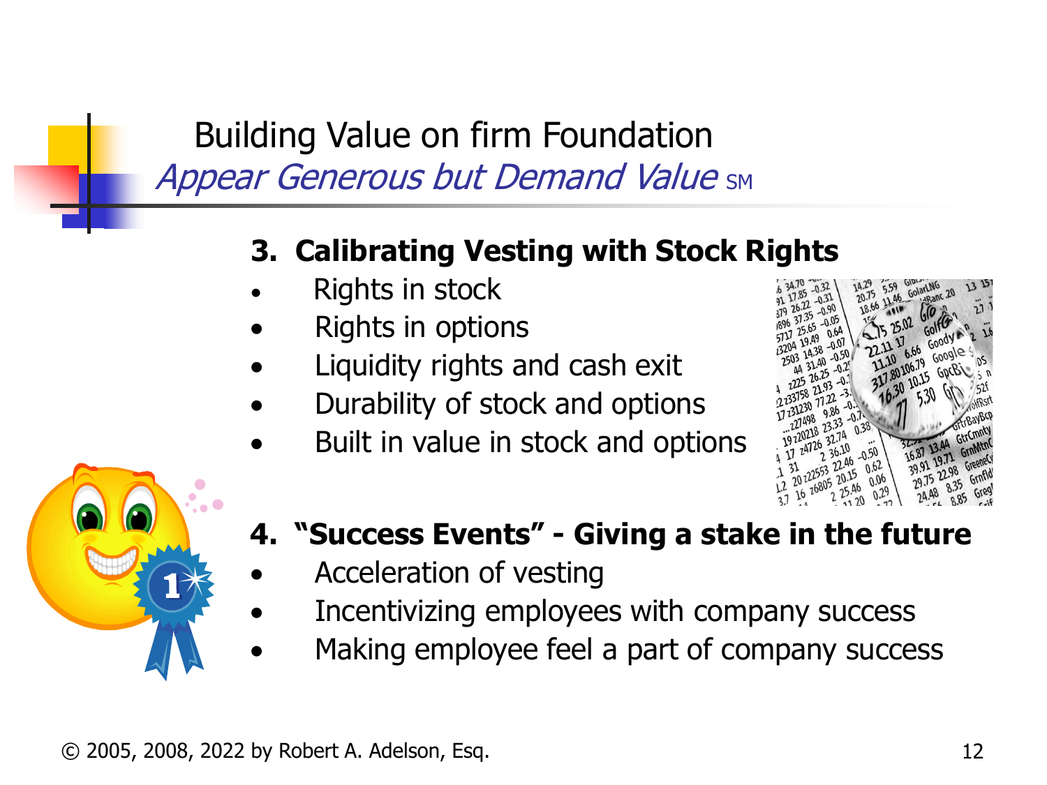# Building Value on firm Foundation

*Appear Generous but Demand Value* SM

### 3. Calibrating Vesting with Stock Rights

- Rights in stock
- Rights in options
- Liquidity rights and cash exit
- Durability of stock and options
- Built in value in stock and options

### 4. "Success Events" - Giving a stake in the future

- Acceleration of vesting
- Incentivizing employees with company success
- Making employee feel a part of company success

© 2005, 2008, 2022 by Robert A. Adelson, Esq.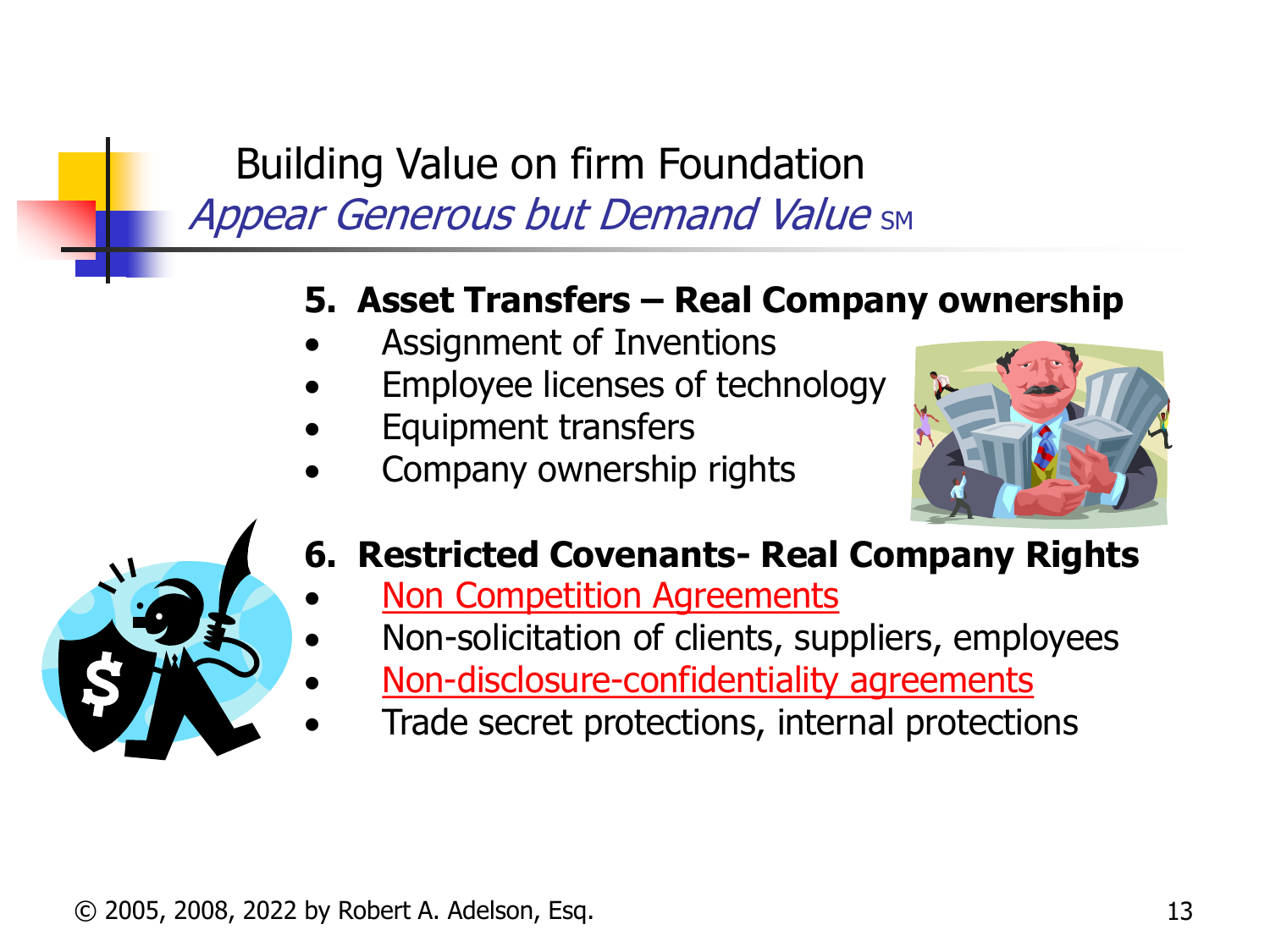# Building Value on firm Foundation

## *Appear Generous but Demand Value* SM

### 5. Asset Transfers – Real Company ownership

- Assignment of Inventions
- Employee licenses of technology
- Equipment transfers
- Company ownership rights

### 6. Restricted Covenants- Real Company Rights

- Non Competition Agreements
- Non-solicitation of clients, suppliers, employees
- Non-disclosure-confidentiality agreements
- Trade secret protections, internal protections

© 2005, 2008, 2022 by Robert A. Adelson, Esq.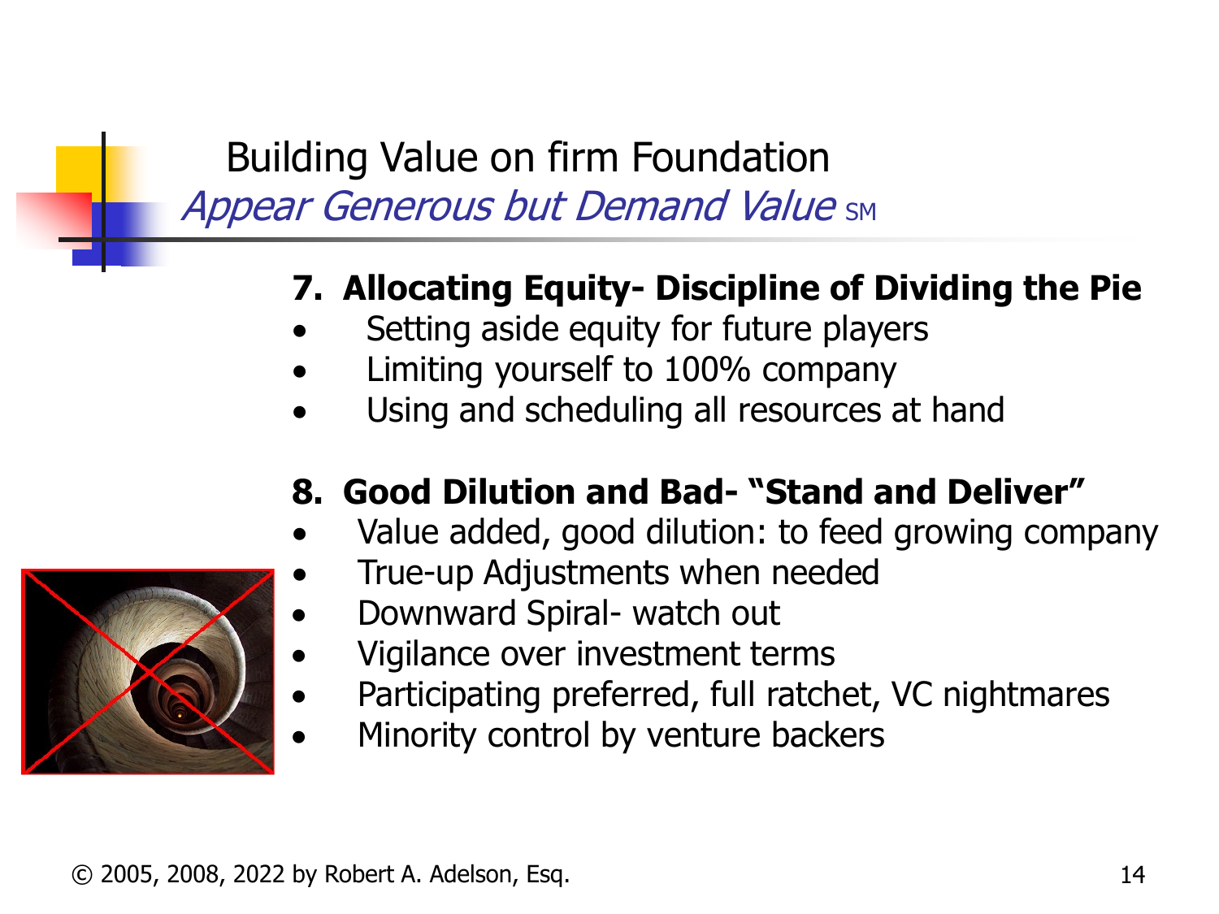# Building Value on firm Foundation

## *Appear Generous but Demand Value* SM

**7. Allocating Equity- Discipline of Dividing the Pie**

- Setting aside equity for future players
- Limiting yourself to 100% company
- Using and scheduling all resources at hand

**8. Good Dilution and Bad- "Stand and Deliver"**

- Value added, good dilution: to feed growing company
- True-up Adjustments when needed
- Downward Spiral- watch out
- Vigilance over investment terms
- Participating preferred, full ratchet, VC nightmares
- Minority control by venture backers

© 2005, 2008, 2022 by Robert A. Adelson, Esq.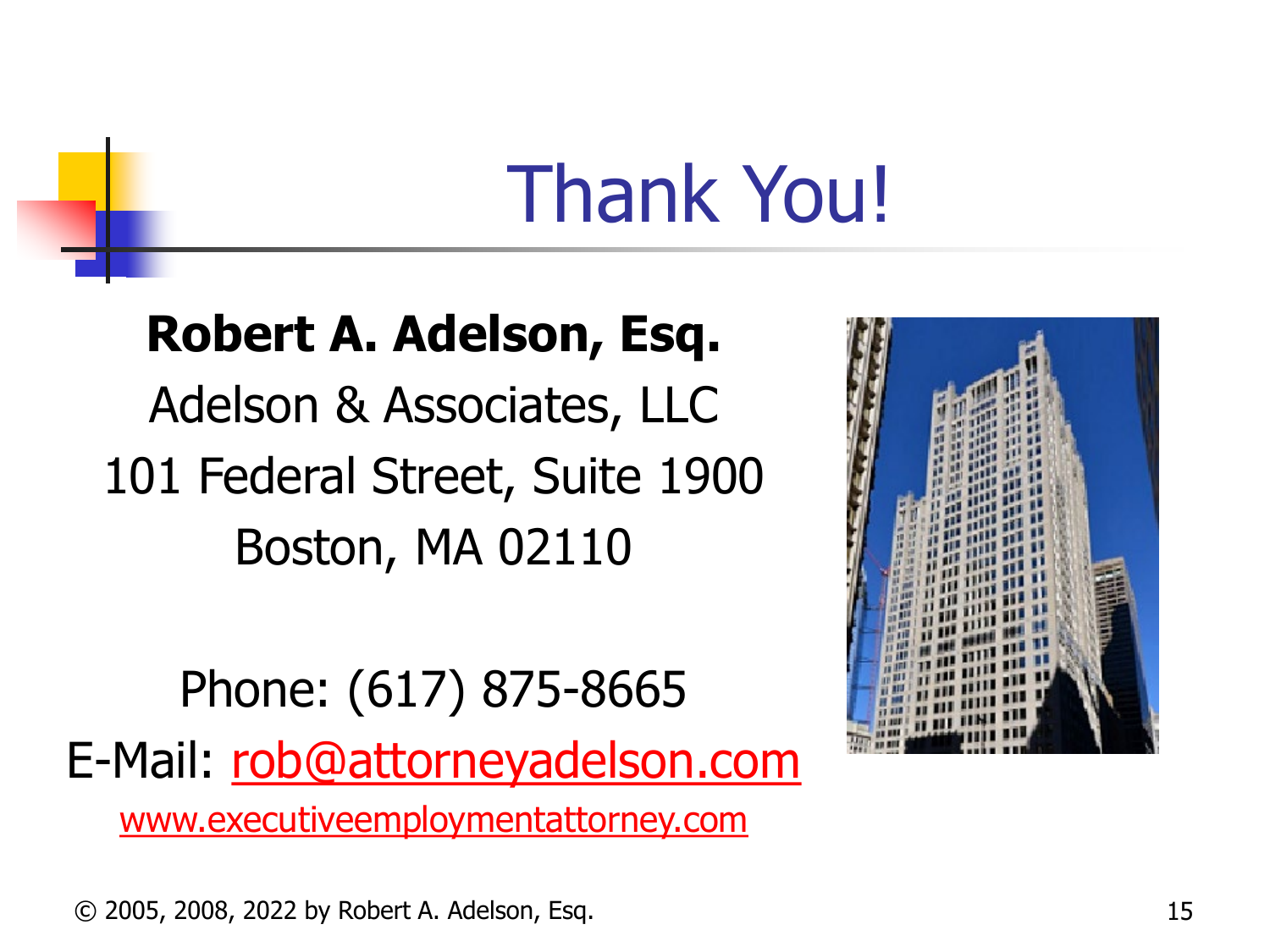# Thank You!

**Robert A. Adelson, Esq.**

Adelson & Associates, LLC

101 Federal Street, Suite 1900

Boston, MA 02110

Phone: (617) 875-8665

E-Mail: rob@attorneyadelson.com

www.executiveemploymentattorney.com

© 2005, 2008, 2022 by Robert A. Adelson, Esq.